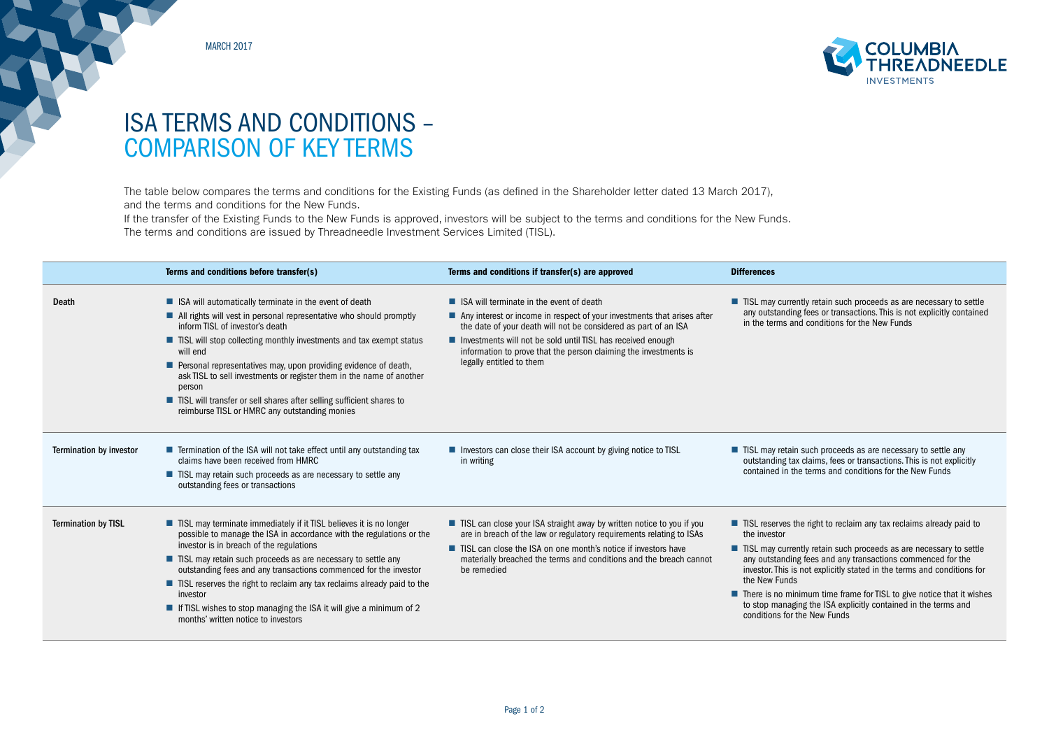MARCH 2017

# ISA TERMS AND CONDITIONS – COMPARISON OF KEY TERMS

The table below compares the terms and conditions for the Existing Funds (as defined in the Shareholder letter dated 13 March 2017), and the terms and conditions for the New Funds.
If the transfer of the Existing Funds to the New Funds is approved, investors will be subject to the terms and conditions for the New Funds.
The terms and conditions are issued by Threadneedle Investment Services Limited (TISL).

| | **Terms and conditions before transfer(s)** | **Terms and conditions if transfer(s) are approved** | **Differences** |
|---|---|---|---|
| **Death** | ■ ISA will automatically terminate in the event of death<br>■ All rights will vest in personal representative who should promptly inform TISL of investor's death<br>■ TISL will stop collecting monthly investments and tax exempt status will end<br>■ Personal representatives may, upon providing evidence of death, ask TISL to sell investments or register them in the name of another person<br>■ TISL will transfer or sell shares after selling sufficient shares to reimburse TISL or HMRC any outstanding monies | ■ ISA will terminate in the event of death<br>■ Any interest or income in respect of your investments that arises after the date of your death will not be considered as part of an ISA<br>■ Investments will not be sold until TISL has received enough information to prove that the person claiming the investments is legally entitled to them | ■ TISL may currently retain such proceeds as are necessary to settle any outstanding fees or transactions. This is not explicitly contained in the terms and conditions for the New Funds |
| **Termination by investor** | ■ Termination of the ISA will not take effect until any outstanding tax claims have been received from HMRC<br>■ TISL may retain such proceeds as are necessary to settle any outstanding fees or transactions | ■ Investors can close their ISA account by giving notice to TISL in writing | ■ TISL may retain such proceeds as are necessary to settle any outstanding tax claims, fees or transactions. This is not explicitly contained in the terms and conditions for the New Funds |
| **Termination by TISL** | ■ TISL may terminate immediately if it TISL believes it is no longer possible to manage the ISA in accordance with the regulations or the investor is in breach of the regulations<br>■ TISL may retain such proceeds as are necessary to settle any outstanding fees and any transactions commenced for the investor<br>■ TISL reserves the right to reclaim any tax reclaims already paid to the investor<br>■ If TISL wishes to stop managing the ISA it will give a minimum of 2 months' written notice to investors | ■ TISL can close your ISA straight away by written notice to you if you are in breach of the law or regulatory requirements relating to ISAs<br>■ TISL can close the ISA on one month's notice if investors have materially breached the terms and conditions and the breach cannot be remedied | ■ TISL reserves the right to reclaim any tax reclaims already paid to the investor<br>■ TISL may currently retain such proceeds as are necessary to settle any outstanding fees and any transactions commenced for the investor. This is not explicitly stated in the terms and conditions for the New Funds<br>■ There is no minimum time frame for TISL to give notice that it wishes to stop managing the ISA explicitly contained in the terms and conditions for the New Funds |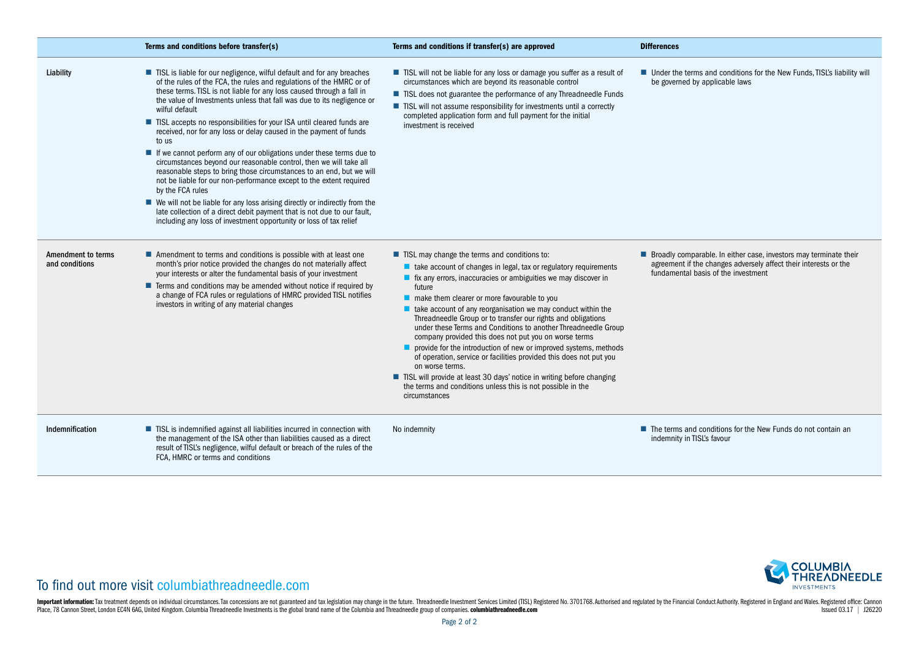| | Terms and conditions before transfer(s) | Terms and conditions if transfer(s) are approved | Differences |
|---|---|---|---|
| **Liability** | ■ TISL is liable for our negligence, wilful default and for any breaches of the rules of the FCA, the rules and regulations of the HMRC or of these terms. TISL is not liable for any loss caused through a fall in the value of Investments unless that fall was due to its negligence or wilful default<br>■ TISL accepts no responsibilities for your ISA until cleared funds are received, nor for any loss or delay caused in the payment of funds to us<br>■ If we cannot perform any of our obligations under these terms due to circumstances beyond our reasonable control, then we will take all reasonable steps to bring those circumstances to an end, but we will not be liable for our non-performance except to the extent required by the FCA rules<br>■ We will not be liable for any loss arising directly or indirectly from the late collection of a direct debit payment that is not due to our fault, including any loss of investment opportunity or loss of tax relief | ■ TISL will not be liable for any loss or damage you suffer as a result of circumstances which are beyond its reasonable control<br>■ TISL does not guarantee the performance of any Threadneedle Funds<br>■ TISL will not assume responsibility for investments until a correctly completed application form and full payment for the initial investment is received | ■ Under the terms and conditions for the New Funds, TISL's liability will be governed by applicable laws |
| **Amendment to terms and conditions** | ■ Amendment to terms and conditions is possible with at least one month's prior notice provided the changes do not materially affect your interests or alter the fundamental basis of your investment<br>■ Terms and conditions may be amended without notice if required by a change of FCA rules or regulations of HMRC provided TISL notifies investors in writing of any material changes | ■ TISL may change the terms and conditions to:<br>  ■ take account of changes in legal, tax or regulatory requirements<br>  ■ fix any errors, inaccuracies or ambiguities we may discover in future<br>  ■ make them clearer or more favourable to you<br>  ■ take account of any reorganisation we may conduct within the Threadneedle Group or to transfer our rights and obligations under these Terms and Conditions to another Threadneedle Group company provided this does not put you on worse terms<br>  ■ provide for the introduction of new or improved systems, methods of operation, service or facilities provided this does not put you on worse terms.<br>■ TISL will provide at least 30 days' notice in writing before changing the terms and conditions unless this is not possible in the circumstances | ■ Broadly comparable. In either case, investors may terminate their agreement if the changes adversely affect their interests or the fundamental basis of the investment |
| **Indemnification** | ■ TISL is indemnified against all liabilities incurred in connection with the management of the ISA other than liabilities caused as a direct result of TISL's negligence, wilful default or breach of the rules of the FCA, HMRC or terms and conditions | No indemnity | ■ The terms and conditions for the New Funds do not contain an indemnity in TISL's favour |

To find out more visit columbiathreadneedle.com

COLUMBIA THREADNEEDLE INVESTMENTS

**Important information:** Tax treatment depends on individual circumstances. Tax concessions are not guaranteed and tax legislation may change in the future. Threadneedle Investment Services Limited (TISL) Registered No. 3701768. Authorised and regulated by the Financial Conduct Authority. Registered in England and Wales. Registered office: Cannon Place, 78 Cannon Street, London EC4N 6AG, United Kingdom. Columbia Threadneedle Investments is the global brand name of the Columbia and Threadneedle group of companies. **columbiathreadneedle.com**

Issued 03.17 | J26220